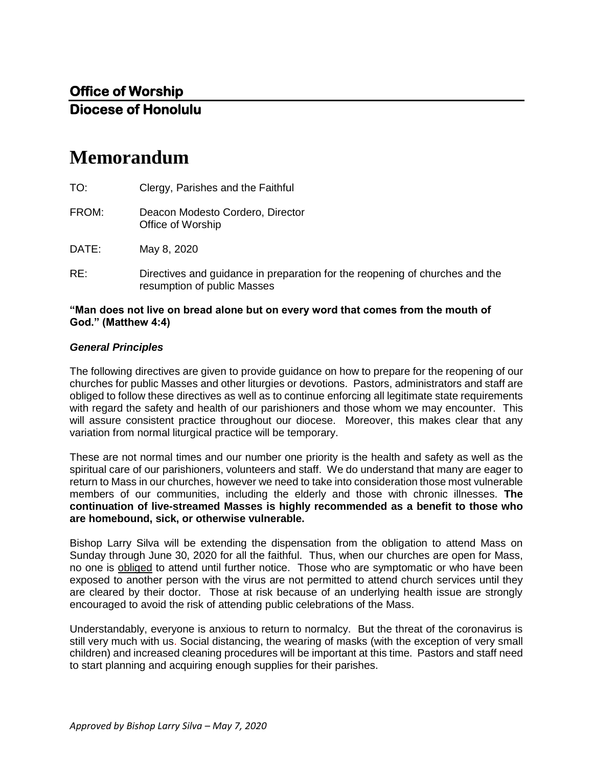**Office of Worship**
**Diocese of Honolulu**

# Memorandum

TO: Clergy, Parishes and the Faithful

FROM: Deacon Modesto Cordero, Director
Office of Worship

DATE: May 8, 2020

RE: Directives and guidance in preparation for the reopening of churches and the resumption of public Masses

**"Man does not live on bread alone but on every word that comes from the mouth of God." (Matthew 4:4)**

***General Principles***

The following directives are given to provide guidance on how to prepare for the reopening of our churches for public Masses and other liturgies or devotions. Pastors, administrators and staff are obliged to follow these directives as well as to continue enforcing all legitimate state requirements with regard the safety and health of our parishioners and those whom we may encounter. This will assure consistent practice throughout our diocese. Moreover, this makes clear that any variation from normal liturgical practice will be temporary.

These are not normal times and our number one priority is the health and safety as well as the spiritual care of our parishioners, volunteers and staff. We do understand that many are eager to return to Mass in our churches, however we need to take into consideration those most vulnerable members of our communities, including the elderly and those with chronic illnesses. **The continuation of live-streamed Masses is highly recommended as a benefit to those who are homebound, sick, or otherwise vulnerable.**

Bishop Larry Silva will be extending the dispensation from the obligation to attend Mass on Sunday through June 30, 2020 for all the faithful. Thus, when our churches are open for Mass, no one is obliged to attend until further notice. Those who are symptomatic or who have been exposed to another person with the virus are not permitted to attend church services until they are cleared by their doctor. Those at risk because of an underlying health issue are strongly encouraged to avoid the risk of attending public celebrations of the Mass.

Understandably, everyone is anxious to return to normalcy. But the threat of the coronavirus is still very much with us. Social distancing, the wearing of masks (with the exception of very small children) and increased cleaning procedures will be important at this time. Pastors and staff need to start planning and acquiring enough supplies for their parishes.

*Approved by Bishop Larry Silva – May 7, 2020*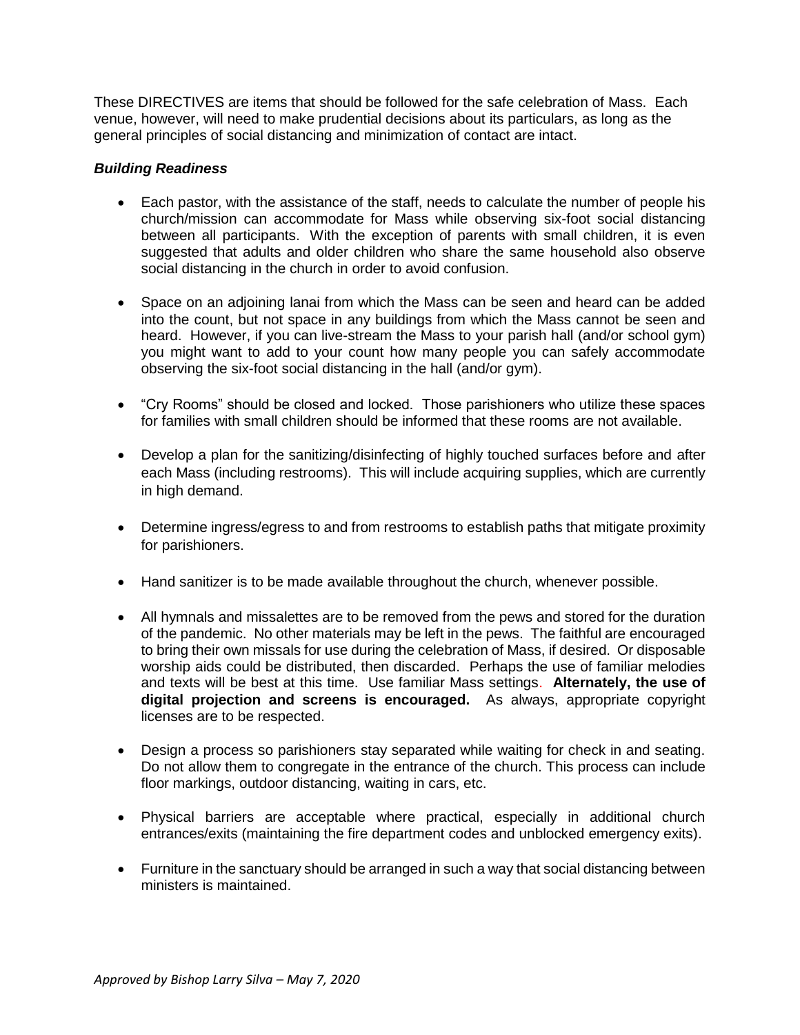These DIRECTIVES are items that should be followed for the safe celebration of Mass. Each venue, however, will need to make prudential decisions about its particulars, as long as the general principles of social distancing and minimization of contact are intact.

### *Building Readiness*

- Each pastor, with the assistance of the staff, needs to calculate the number of people his church/mission can accommodate for Mass while observing six-foot social distancing between all participants. With the exception of parents with small children, it is even suggested that adults and older children who share the same household also observe social distancing in the church in order to avoid confusion.

- Space on an adjoining lanai from which the Mass can be seen and heard can be added into the count, but not space in any buildings from which the Mass cannot be seen and heard. However, if you can live-stream the Mass to your parish hall (and/or school gym) you might want to add to your count how many people you can safely accommodate observing the six-foot social distancing in the hall (and/or gym).

- "Cry Rooms" should be closed and locked. Those parishioners who utilize these spaces for families with small children should be informed that these rooms are not available.

- Develop a plan for the sanitizing/disinfecting of highly touched surfaces before and after each Mass (including restrooms). This will include acquiring supplies, which are currently in high demand.

- Determine ingress/egress to and from restrooms to establish paths that mitigate proximity for parishioners.

- Hand sanitizer is to be made available throughout the church, whenever possible.

- All hymnals and missalettes are to be removed from the pews and stored for the duration of the pandemic. No other materials may be left in the pews. The faithful are encouraged to bring their own missals for use during the celebration of Mass, if desired. Or disposable worship aids could be distributed, then discarded. Perhaps the use of familiar melodies and texts will be best at this time. Use familiar Mass settings. **Alternately, the use of digital projection and screens is encouraged.** As always, appropriate copyright licenses are to be respected.

- Design a process so parishioners stay separated while waiting for check in and seating. Do not allow them to congregate in the entrance of the church. This process can include floor markings, outdoor distancing, waiting in cars, etc.

- Physical barriers are acceptable where practical, especially in additional church entrances/exits (maintaining the fire department codes and unblocked emergency exits).

- Furniture in the sanctuary should be arranged in such a way that social distancing between ministers is maintained.

*Approved by Bishop Larry Silva – May 7, 2020*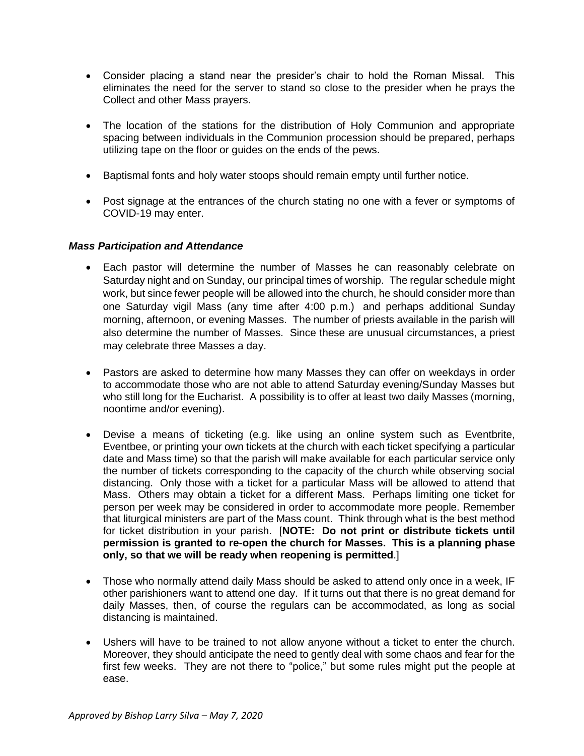- Consider placing a stand near the presider's chair to hold the Roman Missal. This eliminates the need for the server to stand so close to the presider when he prays the Collect and other Mass prayers.

- The location of the stations for the distribution of Holy Communion and appropriate spacing between individuals in the Communion procession should be prepared, perhaps utilizing tape on the floor or guides on the ends of the pews.

- Baptismal fonts and holy water stoops should remain empty until further notice.

- Post signage at the entrances of the church stating no one with a fever or symptoms of COVID-19 may enter.

### *Mass Participation and Attendance*

- Each pastor will determine the number of Masses he can reasonably celebrate on Saturday night and on Sunday, our principal times of worship. The regular schedule might work, but since fewer people will be allowed into the church, he should consider more than one Saturday vigil Mass (any time after 4:00 p.m.) and perhaps additional Sunday morning, afternoon, or evening Masses. The number of priests available in the parish will also determine the number of Masses. Since these are unusual circumstances, a priest may celebrate three Masses a day.

- Pastors are asked to determine how many Masses they can offer on weekdays in order to accommodate those who are not able to attend Saturday evening/Sunday Masses but who still long for the Eucharist. A possibility is to offer at least two daily Masses (morning, noontime and/or evening).

- Devise a means of ticketing (e.g. like using an online system such as Eventbrite, Eventbee, or printing your own tickets at the church with each ticket specifying a particular date and Mass time) so that the parish will make available for each particular service only the number of tickets corresponding to the capacity of the church while observing social distancing. Only those with a ticket for a particular Mass will be allowed to attend that Mass. Others may obtain a ticket for a different Mass. Perhaps limiting one ticket for person per week may be considered in order to accommodate more people. Remember that liturgical ministers are part of the Mass count. Think through what is the best method for ticket distribution in your parish. [**NOTE: Do not print or distribute tickets until permission is granted to re-open the church for Masses. This is a planning phase only, so that we will be ready when reopening is permitted**.]

- Those who normally attend daily Mass should be asked to attend only once in a week, IF other parishioners want to attend one day. If it turns out that there is no great demand for daily Masses, then, of course the regulars can be accommodated, as long as social distancing is maintained.

- Ushers will have to be trained to not allow anyone without a ticket to enter the church. Moreover, they should anticipate the need to gently deal with some chaos and fear for the first few weeks. They are not there to "police," but some rules might put the people at ease.

*Approved by Bishop Larry Silva – May 7, 2020*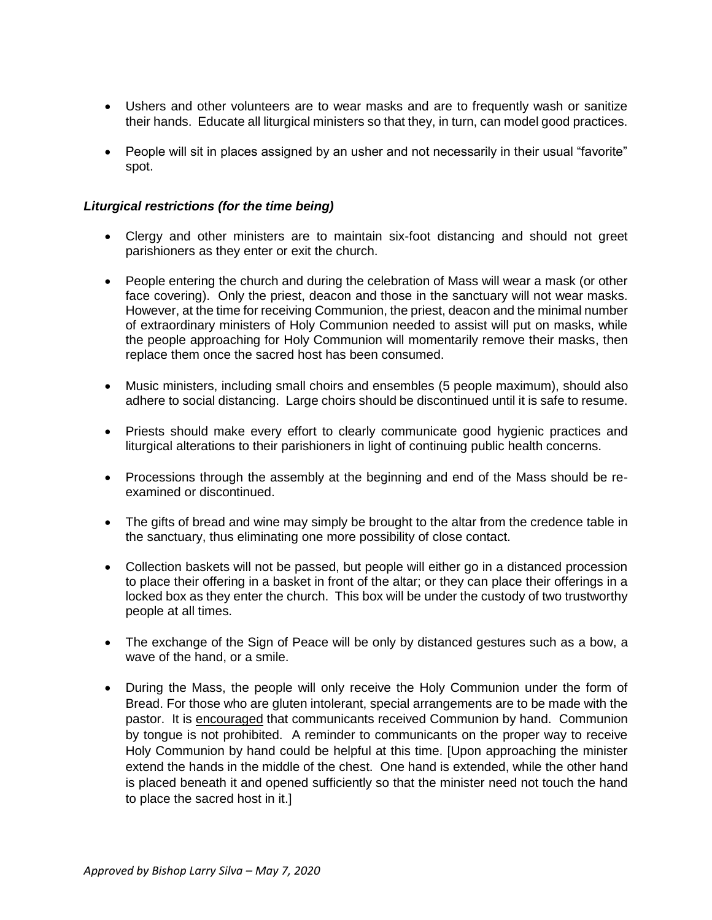- Ushers and other volunteers are to wear masks and are to frequently wash or sanitize their hands. Educate all liturgical ministers so that they, in turn, can model good practices.
- People will sit in places assigned by an usher and not necessarily in their usual "favorite" spot.

***Liturgical restrictions (for the time being)***

- Clergy and other ministers are to maintain six-foot distancing and should not greet parishioners as they enter or exit the church.
- People entering the church and during the celebration of Mass will wear a mask (or other face covering). Only the priest, deacon and those in the sanctuary will not wear masks. However, at the time for receiving Communion, the priest, deacon and the minimal number of extraordinary ministers of Holy Communion needed to assist will put on masks, while the people approaching for Holy Communion will momentarily remove their masks, then replace them once the sacred host has been consumed.
- Music ministers, including small choirs and ensembles (5 people maximum), should also adhere to social distancing. Large choirs should be discontinued until it is safe to resume.
- Priests should make every effort to clearly communicate good hygienic practices and liturgical alterations to their parishioners in light of continuing public health concerns.
- Processions through the assembly at the beginning and end of the Mass should be re-examined or discontinued.
- The gifts of bread and wine may simply be brought to the altar from the credence table in the sanctuary, thus eliminating one more possibility of close contact.
- Collection baskets will not be passed, but people will either go in a distanced procession to place their offering in a basket in front of the altar; or they can place their offerings in a locked box as they enter the church. This box will be under the custody of two trustworthy people at all times.
- The exchange of the Sign of Peace will be only by distanced gestures such as a bow, a wave of the hand, or a smile.
- During the Mass, the people will only receive the Holy Communion under the form of Bread. For those who are gluten intolerant, special arrangements are to be made with the pastor. It is <u>encouraged</u> that communicants received Communion by hand. Communion by tongue is not prohibited. A reminder to communicants on the proper way to receive Holy Communion by hand could be helpful at this time. [Upon approaching the minister extend the hands in the middle of the chest. One hand is extended, while the other hand is placed beneath it and opened sufficiently so that the minister need not touch the hand to place the sacred host in it.]

*Approved by Bishop Larry Silva – May 7, 2020*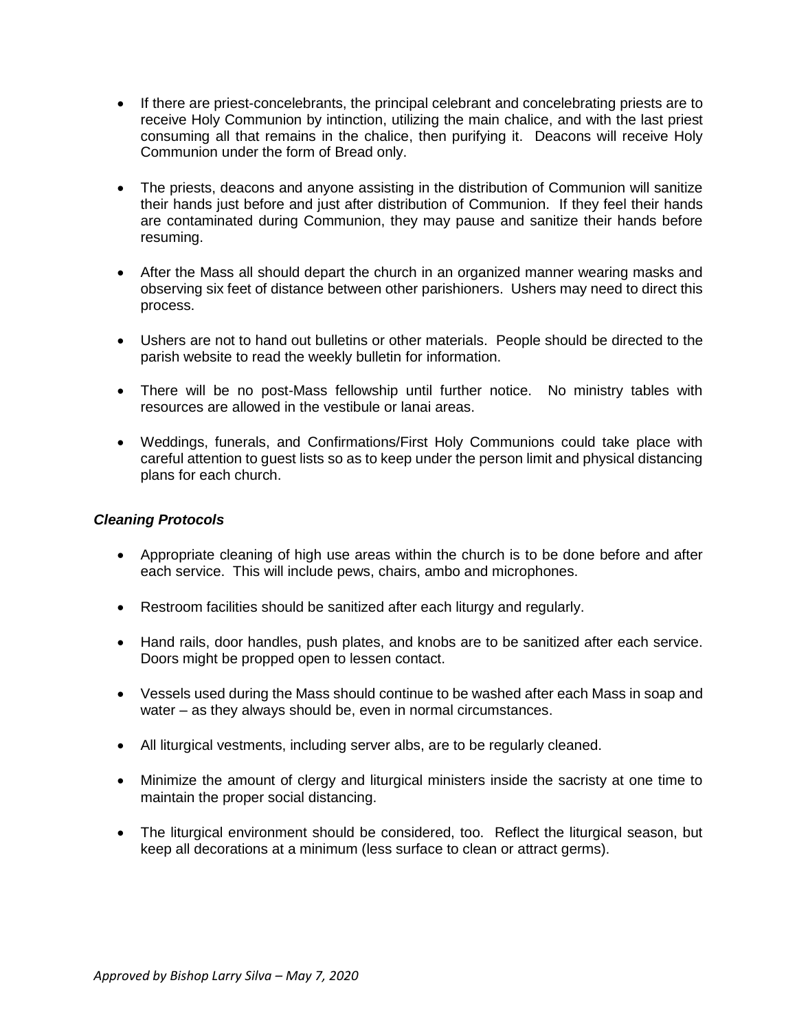- If there are priest-concelebrants, the principal celebrant and concelebrating priests are to receive Holy Communion by intinction, utilizing the main chalice, and with the last priest consuming all that remains in the chalice, then purifying it. Deacons will receive Holy Communion under the form of Bread only.

- The priests, deacons and anyone assisting in the distribution of Communion will sanitize their hands just before and just after distribution of Communion. If they feel their hands are contaminated during Communion, they may pause and sanitize their hands before resuming.

- After the Mass all should depart the church in an organized manner wearing masks and observing six feet of distance between other parishioners. Ushers may need to direct this process.

- Ushers are not to hand out bulletins or other materials. People should be directed to the parish website to read the weekly bulletin for information.

- There will be no post-Mass fellowship until further notice. No ministry tables with resources are allowed in the vestibule or lanai areas.

- Weddings, funerals, and Confirmations/First Holy Communions could take place with careful attention to guest lists so as to keep under the person limit and physical distancing plans for each church.

***Cleaning Protocols***

- Appropriate cleaning of high use areas within the church is to be done before and after each service. This will include pews, chairs, ambo and microphones.

- Restroom facilities should be sanitized after each liturgy and regularly.

- Hand rails, door handles, push plates, and knobs are to be sanitized after each service. Doors might be propped open to lessen contact.

- Vessels used during the Mass should continue to be washed after each Mass in soap and water – as they always should be, even in normal circumstances.

- All liturgical vestments, including server albs, are to be regularly cleaned.

- Minimize the amount of clergy and liturgical ministers inside the sacristy at one time to maintain the proper social distancing.

- The liturgical environment should be considered, too. Reflect the liturgical season, but keep all decorations at a minimum (less surface to clean or attract germs).

*Approved by Bishop Larry Silva – May 7, 2020*